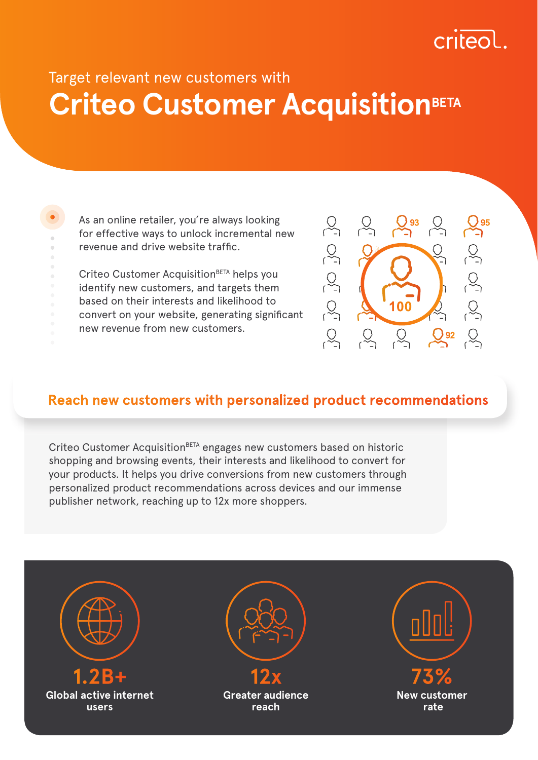# Target relevant new customers with Criteo Customer Acquisition BETA

As an online retailer, you're always looking for effective ways to unlock incremental new revenue and drive website traffic.

Criteo Customer Acquisition BETA helps you identify new customers, and targets them based on their interests and likelihood to convert on your website, generating significant new revenue from new customers.

## Reach new customers with personalized product recommendations

Criteo Customer Acquisition BETA engages new customers based on historic shopping and browsing events, their interests and likelihood to convert for your products. It helps you drive conversions from new customers through personalized product recommendations across devices and our immense publisher network, reaching up to 12x more shoppers.

**1.2B+**
Global active internet users

**12x**
Greater audience reach

**73%**
New customer rate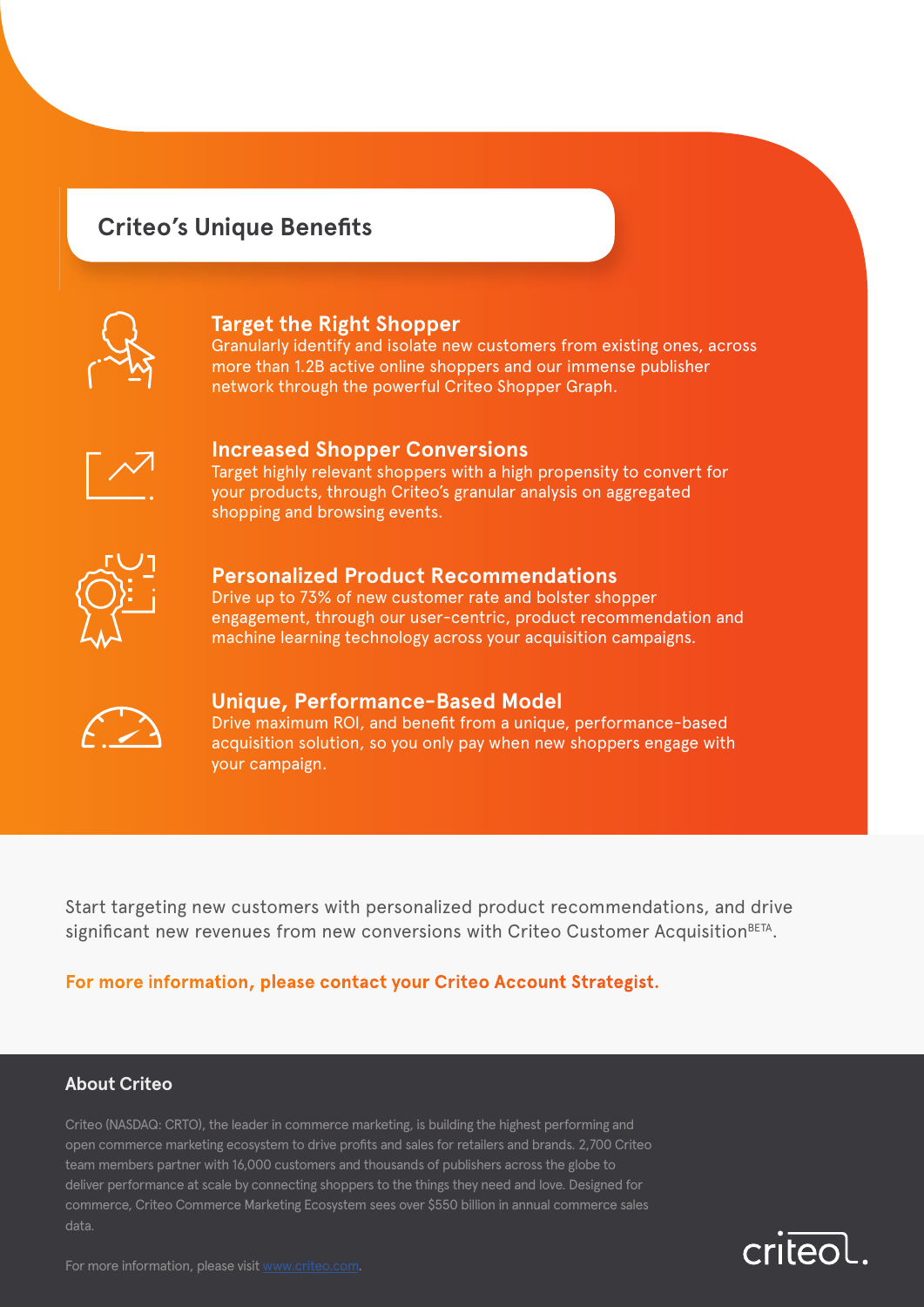## Criteo's Unique Benefits

### Target the Right Shopper

Granularly identify and isolate new customers from existing ones, across more than 1.2B active online shoppers and our immense publisher network through the powerful Criteo Shopper Graph.

### Increased Shopper Conversions

Target highly relevant shoppers with a high propensity to convert for your products, through Criteo's granular analysis on aggregated shopping and browsing events.

### Personalized Product Recommendations

Drive up to 73% of new customer rate and bolster shopper engagement, through our user-centric, product recommendation and machine learning technology across your acquisition campaigns.

### Unique, Performance-Based Model

Drive maximum ROI, and benefit from a unique, performance-based acquisition solution, so you only pay when new shoppers engage with your campaign.

Start targeting new customers with personalized product recommendations, and drive significant new revenues from new conversions with Criteo Customer Acquisition[BETA].

**For more information, please contact your Criteo Account Strategist.**

### About Criteo

Criteo (NASDAQ: CRTO), the leader in commerce marketing, is building the highest performing and open commerce marketing ecosystem to drive profits and sales for retailers and brands. 2,700 Criteo team members partner with 16,000 customers and thousands of publishers across the globe to deliver performance at scale by connecting shoppers to the things they need and love. Designed for commerce, Criteo Commerce Marketing Ecosystem sees over $550 billion in annual commerce sales data.

For more information, please visit www.criteo.com.

criteo.